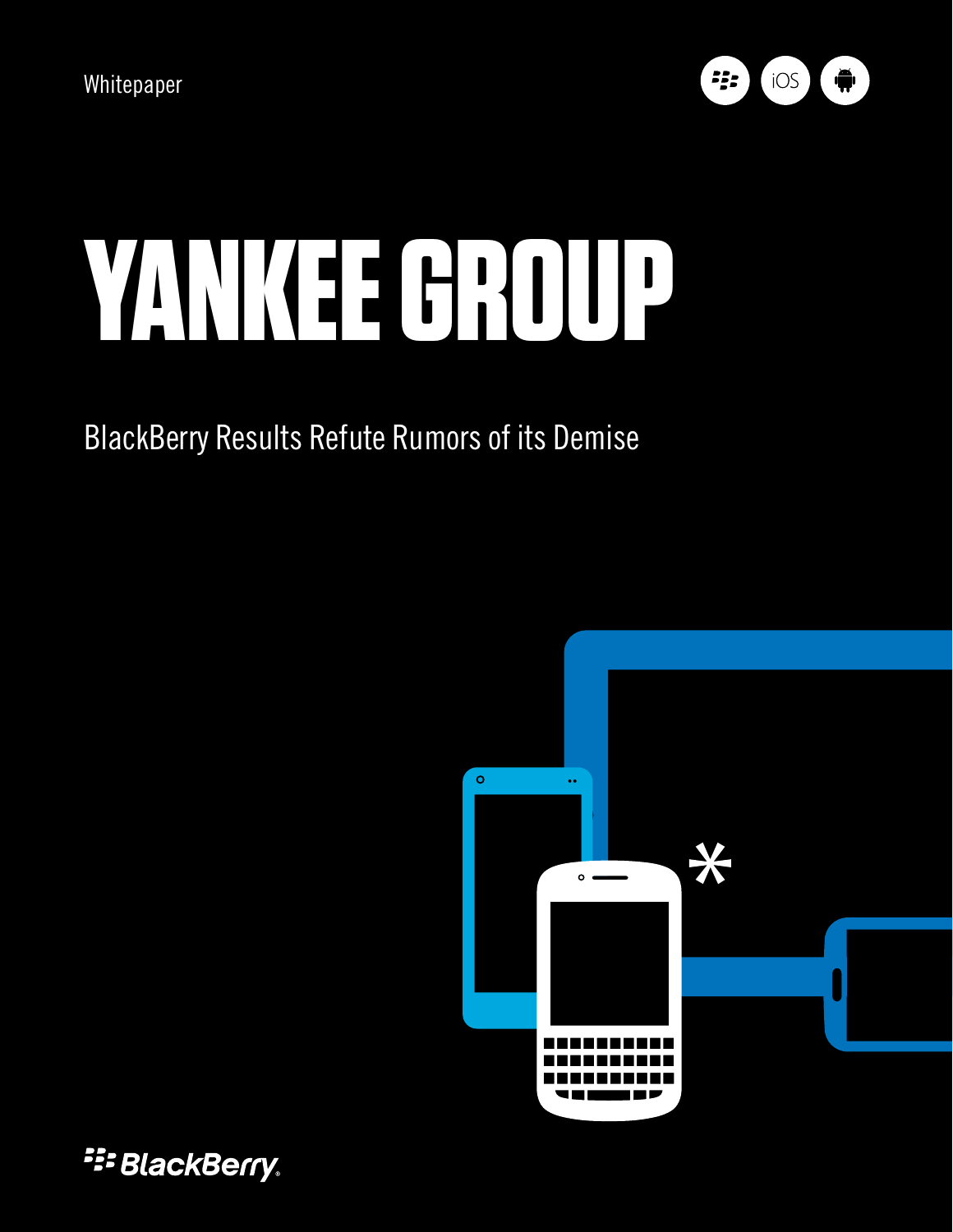Whitepaper

# YANKEE GROUP

BlackBerry Results Refute Rumors of its Demise

BlackBerry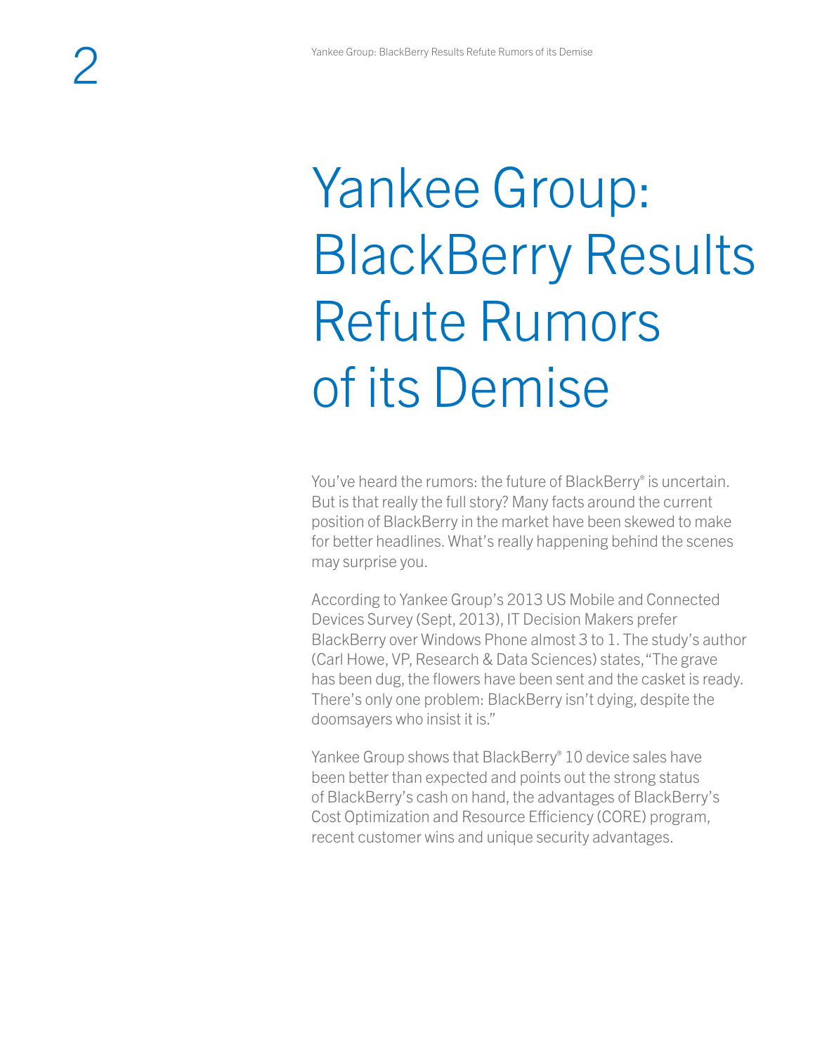# Yankee Group: BlackBerry Results Refute Rumors of its Demise

You've heard the rumors: the future of BlackBerry® is uncertain. But is that really the full story? Many facts around the current position of BlackBerry in the market have been skewed to make for better headlines. What's really happening behind the scenes may surprise you.

According to Yankee Group's 2013 US Mobile and Connected Devices Survey (Sept, 2013), IT Decision Makers prefer BlackBerry over Windows Phone almost 3 to 1. The study's author (Carl Howe, VP, Research & Data Sciences) states, "The grave has been dug, the flowers have been sent and the casket is ready. There's only one problem: BlackBerry isn't dying, despite the doomsayers who insist it is."

Yankee Group shows that BlackBerry® 10 device sales have been better than expected and points out the strong status of BlackBerry's cash on hand, the advantages of BlackBerry's Cost Optimization and Resource Efficiency (CORE) program, recent customer wins and unique security advantages.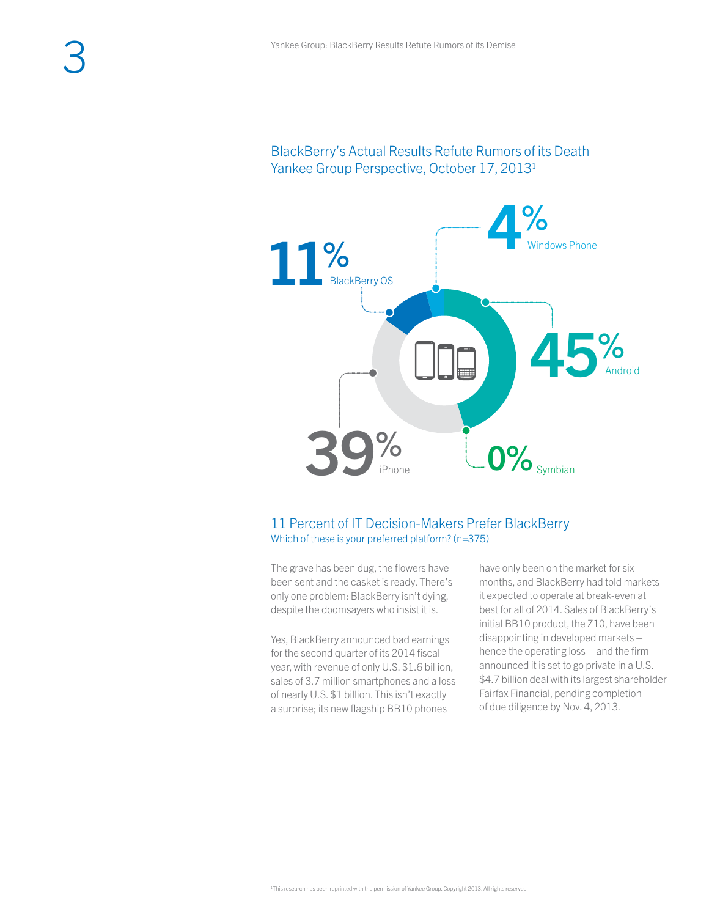## BlackBerry's Actual Results Refute Rumors of its Death
Yankee Group Perspective, October 17, 2013[1]

11% BlackBerry OS

4% Windows Phone

45% Android

39% iPhone

0% Symbian

### 11 Percent of IT Decision-Makers Prefer BlackBerry
Which of these is your preferred platform? (n=375)

The grave has been dug, the flowers have been sent and the casket is ready. There's only one problem: BlackBerry isn't dying, despite the doomsayers who insist it is.

Yes, BlackBerry announced bad earnings for the second quarter of its 2014 fiscal year, with revenue of only U.S. $1.6 billion, sales of 3.7 million smartphones and a loss of nearly U.S. $1 billion. This isn't exactly a surprise; its new flagship BB10 phones have only been on the market for six months, and BlackBerry had told markets it expected to operate at break-even at best for all of 2014. Sales of BlackBerry's initial BB10 product, the Z10, have been disappointing in developed markets – hence the operating loss – and the firm announced it is set to go private in a U.S. $4.7 billion deal with its largest shareholder Fairfax Financial, pending completion of due diligence by Nov. 4, 2013.

[1]This research has been reprinted with the permission of Yankee Group. Copyright 2013. All rights reserved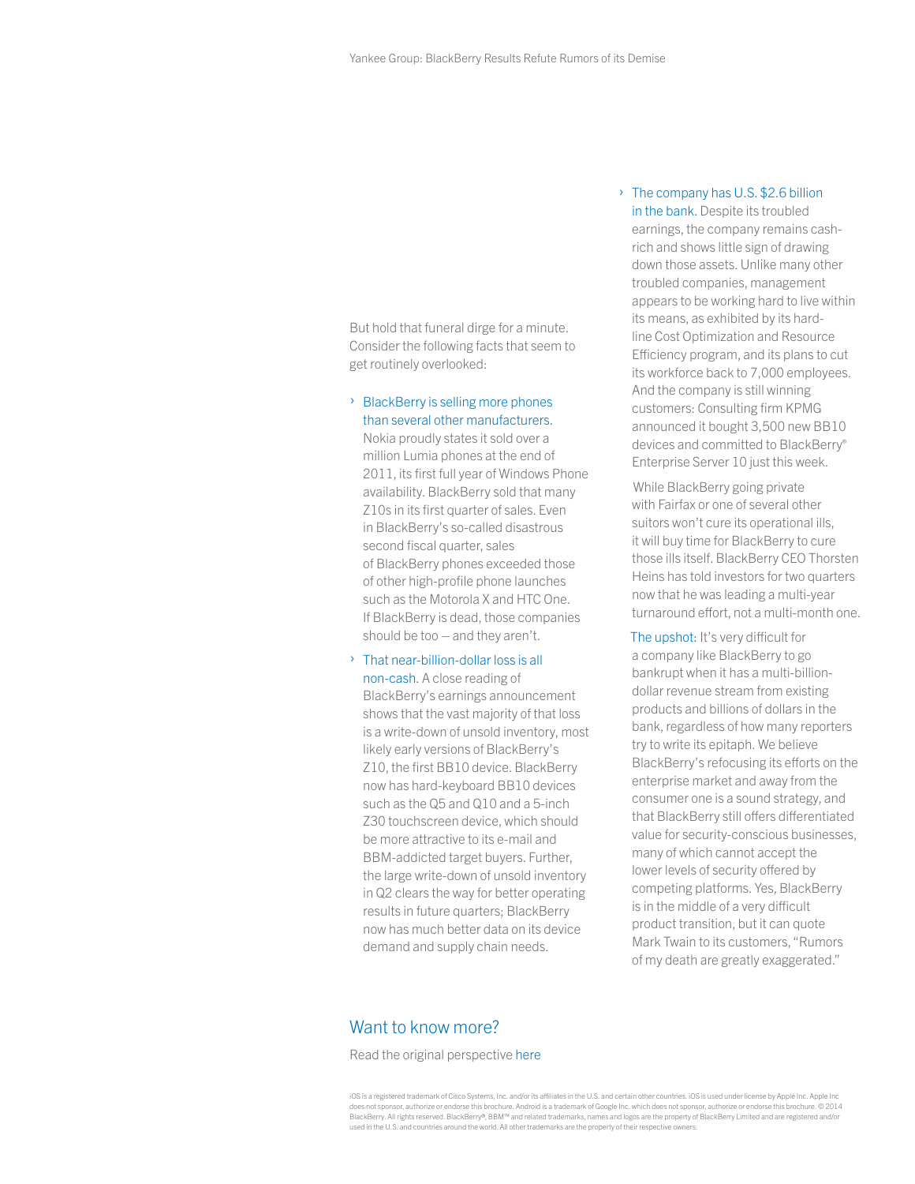But hold that funeral dirge for a minute. Consider the following facts that seem to get routinely overlooked:

- BlackBerry is selling more phones than several other manufacturers. Nokia proudly states it sold over a million Lumia phones at the end of 2011, its first full year of Windows Phone availability. BlackBerry sold that many Z10s in its first quarter of sales. Even in BlackBerry's so-called disastrous second fiscal quarter, sales of BlackBerry phones exceeded those of other high-profile phone launches such as the Motorola X and HTC One. If BlackBerry is dead, those companies should be too – and they aren't.
- That near-billion-dollar loss is all non-cash. A close reading of BlackBerry's earnings announcement shows that the vast majority of that loss is a write-down of unsold inventory, most likely early versions of BlackBerry's Z10, the first BB10 device. BlackBerry now has hard-keyboard BB10 devices such as the Q5 and Q10 and a 5-inch Z30 touchscreen device, which should be more attractive to its e-mail and BBM-addicted target buyers. Further, the large write-down of unsold inventory in Q2 clears the way for better operating results in future quarters; BlackBerry now has much better data on its device demand and supply chain needs.
- The company has U.S. $2.6 billion in the bank. Despite its troubled earnings, the company remains cash-rich and shows little sign of drawing down those assets. Unlike many other troubled companies, management appears to be working hard to live within its means, as exhibited by its hard-line Cost Optimization and Resource Efficiency program, and its plans to cut its workforce back to 7,000 employees. And the company is still winning customers: Consulting firm KPMG announced it bought 3,500 new BB10 devices and committed to BlackBerry® Enterprise Server 10 just this week.

While BlackBerry going private with Fairfax or one of several other suitors won't cure its operational ills, it will buy time for BlackBerry to cure those ills itself. BlackBerry CEO Thorsten Heins has told investors for two quarters now that he was leading a multi-year turnaround effort, not a multi-month one.

The upshot: It's very difficult for a company like BlackBerry to go bankrupt when it has a multi-billion-dollar revenue stream from existing products and billions of dollars in the bank, regardless of how many reporters try to write its epitaph. We believe BlackBerry's refocusing its efforts on the enterprise market and away from the consumer one is a sound strategy, and that BlackBerry still offers differentiated value for security-conscious businesses, many of which cannot accept the lower levels of security offered by competing platforms. Yes, BlackBerry is in the middle of a very difficult product transition, but it can quote Mark Twain to its customers, "Rumors of my death are greatly exaggerated."

## Want to know more?

Read the original perspective here

iOS is a registered trademark of Cisco Systems, Inc. and/or its affiliates in the U.S. and certain other countries. iOS is used under license by Apple Inc. Apple Inc does not sponsor, authorize or endorse this brochure. Android is a trademark of Google Inc. which does not sponsor, authorize or endorse this brochure. © 2014 BlackBerry. All rights reserved. BlackBerry®, BBM™ and related trademarks, names and logos are the property of BlackBerry Limited and are registered and/or used in the U.S. and countries around the world. All other trademarks are the property of their respective owners.